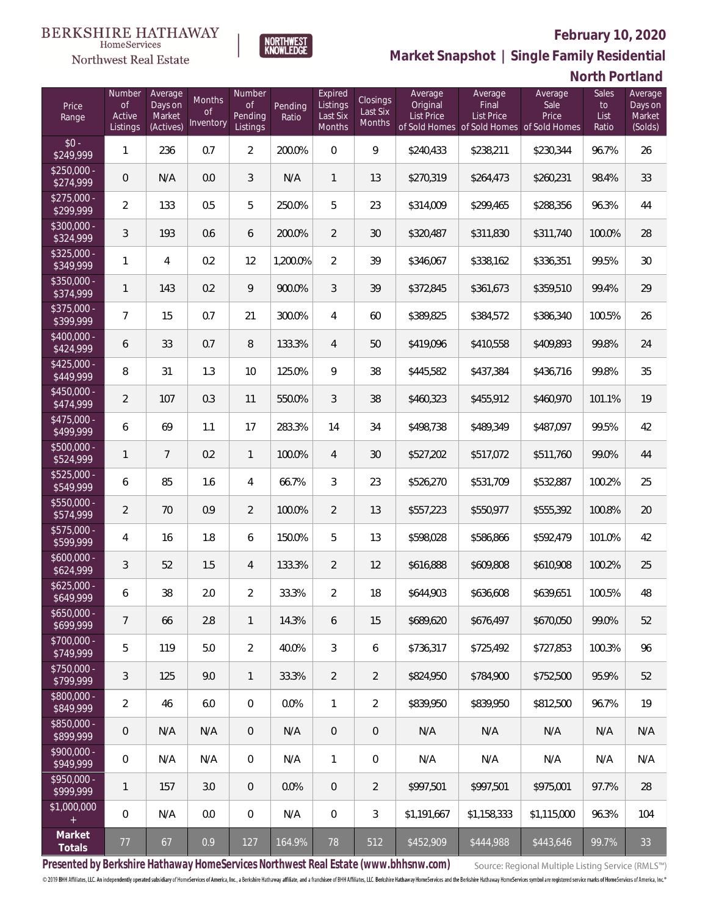BERKSHIRE HATHAWAY HomeServices Northwest Real Estate

NORTHWEST KNOWLEDGE

**February 10, 2020**

**Market Snapshot | Single Family Residential**

**North Portland**

| Price Range | Number of Active Listings | Average Days on Market (Actives) | Months of Inventory | Number of Pending Listings | Pending Ratio | Expired Listings Last Six Months | Closings Last Six Months | Average Original List Price of Sold Homes | Average Final List Price of Sold Homes | Average Sale Price of Sold Homes | Sales to List Ratio | Average Days on Market (Solds) |
|---|---|---|---|---|---|---|---|---|---|---|---|---|
| $0 - $249,999 | 1 | 236 | 0.7 | 2 | 200.0% | 0 | 9 | $240,433 | $238,211 | $230,344 | 96.7% | 26 |
| $250,000 - $274,999 | 0 | N/A | 0.0 | 3 | N/A | 1 | 13 | $270,319 | $264,473 | $260,231 | 98.4% | 33 |
| $275,000 - $299,999 | 2 | 133 | 0.5 | 5 | 250.0% | 5 | 23 | $314,009 | $299,465 | $288,356 | 96.3% | 44 |
| $300,000 - $324,999 | 3 | 193 | 0.6 | 6 | 200.0% | 2 | 30 | $320,487 | $311,830 | $311,740 | 100.0% | 28 |
| $325,000 - $349,999 | 1 | 4 | 0.2 | 12 | 1,200.0% | 2 | 39 | $346,067 | $338,162 | $336,351 | 99.5% | 30 |
| $350,000 - $374,999 | 1 | 143 | 0.2 | 9 | 900.0% | 3 | 39 | $372,845 | $361,673 | $359,510 | 99.4% | 29 |
| $375,000 - $399,999 | 7 | 15 | 0.7 | 21 | 300.0% | 4 | 60 | $389,825 | $384,572 | $386,340 | 100.5% | 26 |
| $400,000 - $424,999 | 6 | 33 | 0.7 | 8 | 133.3% | 4 | 50 | $419,096 | $410,558 | $409,893 | 99.8% | 24 |
| $425,000 - $449,999 | 8 | 31 | 1.3 | 10 | 125.0% | 9 | 38 | $445,582 | $437,384 | $436,716 | 99.8% | 35 |
| $450,000 - $474,999 | 2 | 107 | 0.3 | 11 | 550.0% | 3 | 38 | $460,323 | $455,912 | $460,970 | 101.1% | 19 |
| $475,000 - $499,999 | 6 | 69 | 1.1 | 17 | 283.3% | 14 | 34 | $498,738 | $489,349 | $487,097 | 99.5% | 42 |
| $500,000 - $524,999 | 1 | 7 | 0.2 | 1 | 100.0% | 4 | 30 | $527,202 | $517,072 | $511,760 | 99.0% | 44 |
| $525,000 - $549,999 | 6 | 85 | 1.6 | 4 | 66.7% | 3 | 23 | $526,270 | $531,709 | $532,887 | 100.2% | 25 |
| $550,000 - $574,999 | 2 | 70 | 0.9 | 2 | 100.0% | 2 | 13 | $557,223 | $550,977 | $555,392 | 100.8% | 20 |
| $575,000 - $599,999 | 4 | 16 | 1.8 | 6 | 150.0% | 5 | 13 | $598,028 | $586,866 | $592,479 | 101.0% | 42 |
| $600,000 - $624,999 | 3 | 52 | 1.5 | 4 | 133.3% | 2 | 12 | $616,888 | $609,808 | $610,908 | 100.2% | 25 |
| $625,000 - $649,999 | 6 | 38 | 2.0 | 2 | 33.3% | 2 | 18 | $644,903 | $636,608 | $639,651 | 100.5% | 48 |
| $650,000 - $699,999 | 7 | 66 | 2.8 | 1 | 14.3% | 6 | 15 | $689,620 | $676,497 | $670,050 | 99.0% | 52 |
| $700,000 - $749,999 | 5 | 119 | 5.0 | 2 | 40.0% | 3 | 6 | $736,317 | $725,492 | $727,853 | 100.3% | 96 |
| $750,000 - $799,999 | 3 | 125 | 9.0 | 1 | 33.3% | 2 | 2 | $824,950 | $784,900 | $752,500 | 95.9% | 52 |
| $800,000 - $849,999 | 2 | 46 | 6.0 | 0 | 0.0% | 1 | 2 | $839,950 | $839,950 | $812,500 | 96.7% | 19 |
| $850,000 - $899,999 | 0 | N/A | N/A | 0 | N/A | 0 | 0 | N/A | N/A | N/A | N/A | N/A |
| $900,000 - $949,999 | 0 | N/A | N/A | 0 | N/A | 1 | 0 | N/A | N/A | N/A | N/A | N/A |
| $950,000 - $999,999 | 1 | 157 | 3.0 | 0 | 0.0% | 0 | 2 | $997,501 | $997,501 | $975,001 | 97.7% | 28 |
| $1,000,000 + | 0 | N/A | 0.0 | 0 | N/A | 0 | 3 | $1,191,667 | $1,158,333 | $1,115,000 | 96.3% | 104 |
| **Market Totals** | 77 | 67 | 0.9 | 127 | 164.9% | 78 | 512 | $452,909 | $444,988 | $443,646 | 99.7% | 33 |

**Presented by Berkshire Hathaway HomeServices Northwest Real Estate (www.bhhsnw.com)**

Source: Regional Multiple Listing Service (RMLS™)

© 2019 BHH Affiliates, LLC. An independently operated subsidiary of HomeServices of America, Inc., a Berkshire Hathaway affiliate, and a franchisee of BHH Affiliates, LLC. Berkshire Hathaway HomeServices and the Berkshire Hathaway HomeServices symbol are registered service marks of HomeServices of America, Inc.®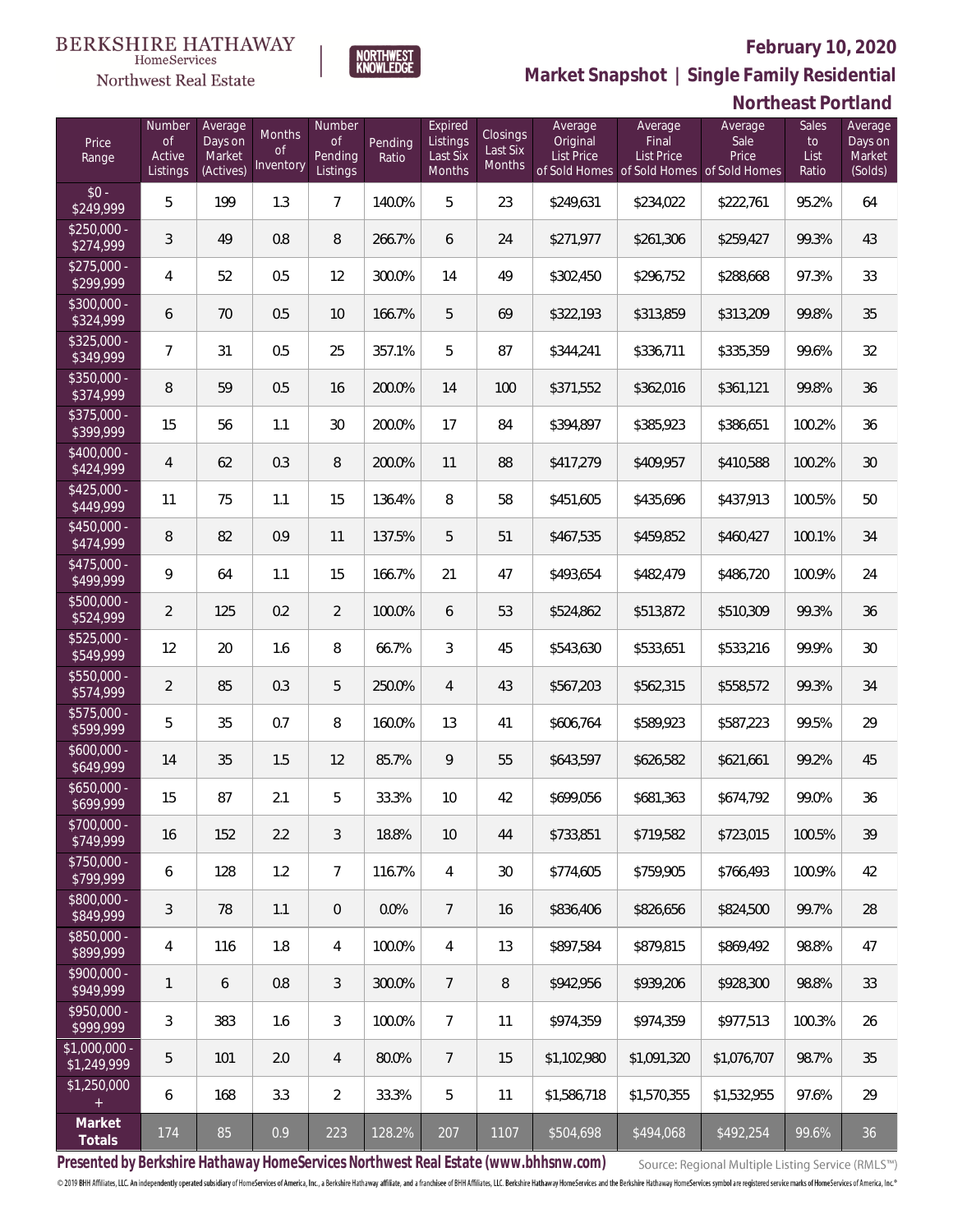BERKSHIRE HATHAWAY HomeServices Northwest Real Estate | NORTHWEST KNOWLEDGE

# February 10, 2020

## Market Snapshot | Single Family Residential

## Northeast Portland

| Price Range | Number of Active Listings | Average Days on Market (Actives) | Months of Inventory | Number of Pending Listings | Pending Ratio | Expired Listings Last Six Months | Closings Last Six Months | Average Original List Price of Sold Homes | Average Final List Price of Sold Homes | Average Sale Price of Sold Homes | Sales to List Ratio | Average Days on Market (Solds) |
|---|---|---|---|---|---|---|---|---|---|---|---|---|
| $0 - $249,999 | 5 | 199 | 1.3 | 7 | 140.0% | 5 | 23 | $249,631 | $234,022 | $222,761 | 95.2% | 64 |
| $250,000 - $274,999 | 3 | 49 | 0.8 | 8 | 266.7% | 6 | 24 | $271,977 | $261,306 | $259,427 | 99.3% | 43 |
| $275,000 - $299,999 | 4 | 52 | 0.5 | 12 | 300.0% | 14 | 49 | $302,450 | $296,752 | $288,668 | 97.3% | 33 |
| $300,000 - $324,999 | 6 | 70 | 0.5 | 10 | 166.7% | 5 | 69 | $322,193 | $313,859 | $313,209 | 99.8% | 35 |
| $325,000 - $349,999 | 7 | 31 | 0.5 | 25 | 357.1% | 5 | 87 | $344,241 | $336,711 | $335,359 | 99.6% | 32 |
| $350,000 - $374,999 | 8 | 59 | 0.5 | 16 | 200.0% | 14 | 100 | $371,552 | $362,016 | $361,121 | 99.8% | 36 |
| $375,000 - $399,999 | 15 | 56 | 1.1 | 30 | 200.0% | 17 | 84 | $394,897 | $385,923 | $386,651 | 100.2% | 36 |
| $400,000 - $424,999 | 4 | 62 | 0.3 | 8 | 200.0% | 11 | 88 | $417,279 | $409,957 | $410,588 | 100.2% | 30 |
| $425,000 - $449,999 | 11 | 75 | 1.1 | 15 | 136.4% | 8 | 58 | $451,605 | $435,696 | $437,913 | 100.5% | 50 |
| $450,000 - $474,999 | 8 | 82 | 0.9 | 11 | 137.5% | 5 | 51 | $467,535 | $459,852 | $460,427 | 100.1% | 34 |
| $475,000 - $499,999 | 9 | 64 | 1.1 | 15 | 166.7% | 21 | 47 | $493,654 | $482,479 | $486,720 | 100.9% | 24 |
| $500,000 - $524,999 | 2 | 125 | 0.2 | 2 | 100.0% | 6 | 53 | $524,862 | $513,872 | $510,309 | 99.3% | 36 |
| $525,000 - $549,999 | 12 | 20 | 1.6 | 8 | 66.7% | 3 | 45 | $543,630 | $533,651 | $533,216 | 99.9% | 30 |
| $550,000 - $574,999 | 2 | 85 | 0.3 | 5 | 250.0% | 4 | 43 | $567,203 | $562,315 | $558,572 | 99.3% | 34 |
| $575,000 - $599,999 | 5 | 35 | 0.7 | 8 | 160.0% | 13 | 41 | $606,764 | $589,923 | $587,223 | 99.5% | 29 |
| $600,000 - $649,999 | 14 | 35 | 1.5 | 12 | 85.7% | 9 | 55 | $643,597 | $626,582 | $621,661 | 99.2% | 45 |
| $650,000 - $699,999 | 15 | 87 | 2.1 | 5 | 33.3% | 10 | 42 | $699,056 | $681,363 | $674,792 | 99.0% | 36 |
| $700,000 - $749,999 | 16 | 152 | 2.2 | 3 | 18.8% | 10 | 44 | $733,851 | $719,582 | $723,015 | 100.5% | 39 |
| $750,000 - $799,999 | 6 | 128 | 1.2 | 7 | 116.7% | 4 | 30 | $774,605 | $759,905 | $766,493 | 100.9% | 42 |
| $800,000 - $849,999 | 3 | 78 | 1.1 | 0 | 0.0% | 7 | 16 | $836,406 | $826,656 | $824,500 | 99.7% | 28 |
| $850,000 - $899,999 | 4 | 116 | 1.8 | 4 | 100.0% | 4 | 13 | $897,584 | $879,815 | $869,492 | 98.8% | 47 |
| $900,000 - $949,999 | 1 | 6 | 0.8 | 3 | 300.0% | 7 | 8 | $942,956 | $939,206 | $928,300 | 98.8% | 33 |
| $950,000 - $999,999 | 3 | 383 | 1.6 | 3 | 100.0% | 7 | 11 | $974,359 | $974,359 | $977,513 | 100.3% | 26 |
| $1,000,000 - $1,249,999 | 5 | 101 | 2.0 | 4 | 80.0% | 7 | 15 | $1,102,980 | $1,091,320 | $1,076,707 | 98.7% | 35 |
| $1,250,000 + | 6 | 168 | 3.3 | 2 | 33.3% | 5 | 11 | $1,586,718 | $1,570,355 | $1,532,955 | 97.6% | 29 |
| **Market Totals** | 174 | 85 | 0.9 | 223 | 128.2% | 207 | 1107 | $504,698 | $494,068 | $492,254 | 99.6% | 36 |

**Presented by Berkshire Hathaway HomeServices Northwest Real Estate (www.bhhsnw.com)** Source: Regional Multiple Listing Service (RMLS™)

© 2019 BHH Affiliates, LLC. An independently operated subsidiary of HomeServices of America, Inc., a Berkshire Hathaway affiliate, and a franchisee of BHH Affiliates, LLC. Berkshire Hathaway HomeServices and the Berkshire Hathaway HomeServices symbol are registered service marks of HomeServices of America, Inc.®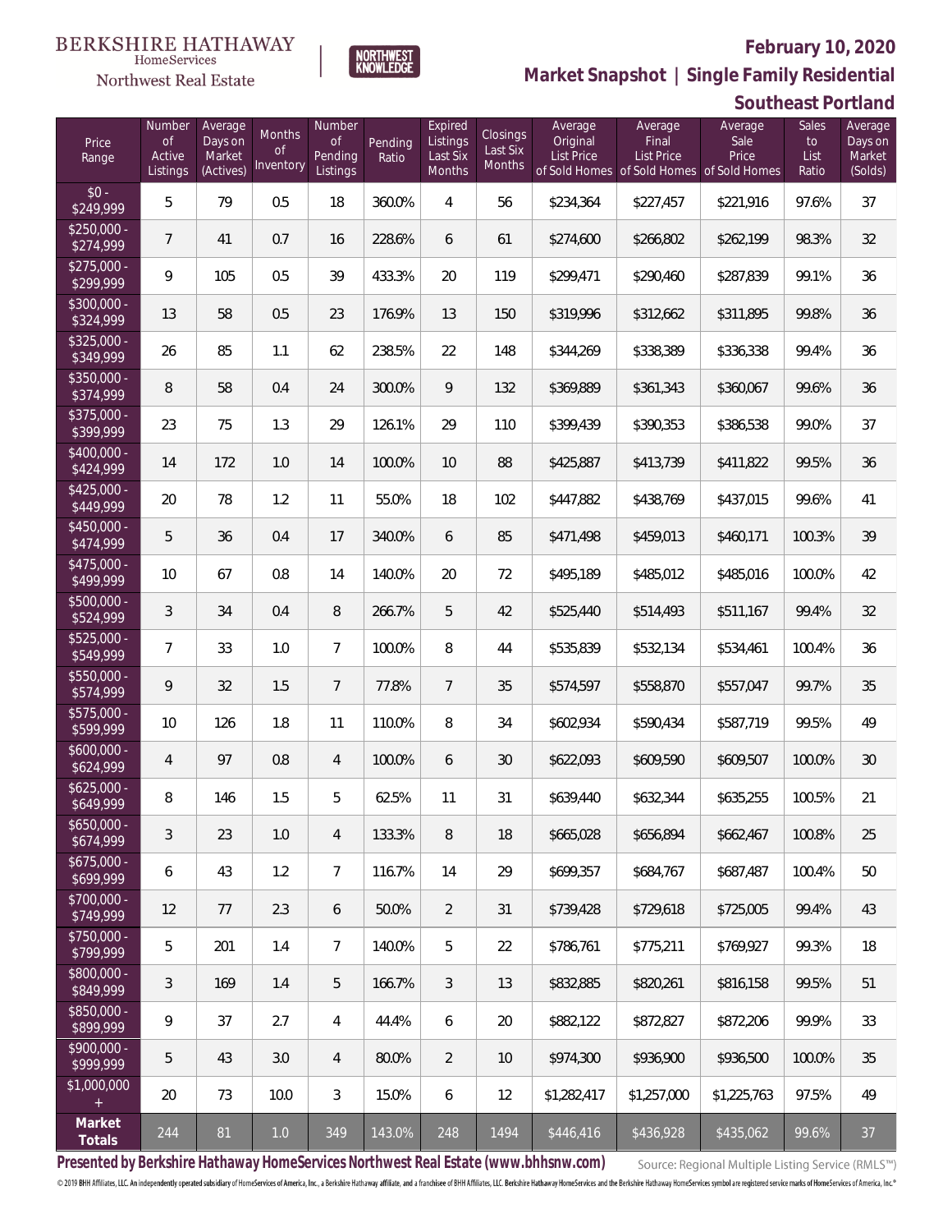BERKSHIRE HATHAWAY HomeServices Northwest Real Estate | NORTHWEST KNOWLEDGE

# February 10, 2020

## Market Snapshot | Single Family Residential

## Southeast Portland

| Price Range | Number of Active Listings | Average Days on Market (Actives) | Months of Inventory | Number of Pending Listings | Pending Ratio | Expired Listings Last Six Months | Closings Last Six Months | Average Original List Price of Sold Homes | Average Final List Price of Sold Homes | Average Sale Price of Sold Homes | Sales to List Ratio | Average Days on Market (Solds) |
|---|---|---|---|---|---|---|---|---|---|---|---|---|
| $0 - $249,999 | 5 | 79 | 0.5 | 18 | 360.0% | 4 | 56 | $234,364 | $227,457 | $221,916 | 97.6% | 37 |
| $250,000 - $274,999 | 7 | 41 | 0.7 | 16 | 228.6% | 6 | 61 | $274,600 | $266,802 | $262,199 | 98.3% | 32 |
| $275,000 - $299,999 | 9 | 105 | 0.5 | 39 | 433.3% | 20 | 119 | $299,471 | $290,460 | $287,839 | 99.1% | 36 |
| $300,000 - $324,999 | 13 | 58 | 0.5 | 23 | 176.9% | 13 | 150 | $319,996 | $312,662 | $311,895 | 99.8% | 36 |
| $325,000 - $349,999 | 26 | 85 | 1.1 | 62 | 238.5% | 22 | 148 | $344,269 | $338,389 | $336,338 | 99.4% | 36 |
| $350,000 - $374,999 | 8 | 58 | 0.4 | 24 | 300.0% | 9 | 132 | $369,889 | $361,343 | $360,067 | 99.6% | 36 |
| $375,000 - $399,999 | 23 | 75 | 1.3 | 29 | 126.1% | 29 | 110 | $399,439 | $390,353 | $386,538 | 99.0% | 37 |
| $400,000 - $424,999 | 14 | 172 | 1.0 | 14 | 100.0% | 10 | 88 | $425,887 | $413,739 | $411,822 | 99.5% | 36 |
| $425,000 - $449,999 | 20 | 78 | 1.2 | 11 | 55.0% | 18 | 102 | $447,882 | $438,769 | $437,015 | 99.6% | 41 |
| $450,000 - $474,999 | 5 | 36 | 0.4 | 17 | 340.0% | 6 | 85 | $471,498 | $459,013 | $460,171 | 100.3% | 39 |
| $475,000 - $499,999 | 10 | 67 | 0.8 | 14 | 140.0% | 20 | 72 | $495,189 | $485,012 | $485,016 | 100.0% | 42 |
| $500,000 - $524,999 | 3 | 34 | 0.4 | 8 | 266.7% | 5 | 42 | $525,440 | $514,493 | $511,167 | 99.4% | 32 |
| $525,000 - $549,999 | 7 | 33 | 1.0 | 7 | 100.0% | 8 | 44 | $535,839 | $532,134 | $534,461 | 100.4% | 36 |
| $550,000 - $574,999 | 9 | 32 | 1.5 | 7 | 77.8% | 7 | 35 | $574,597 | $558,870 | $557,047 | 99.7% | 35 |
| $575,000 - $599,999 | 10 | 126 | 1.8 | 11 | 110.0% | 8 | 34 | $602,934 | $590,434 | $587,719 | 99.5% | 49 |
| $600,000 - $624,999 | 4 | 97 | 0.8 | 4 | 100.0% | 6 | 30 | $622,093 | $609,590 | $609,507 | 100.0% | 30 |
| $625,000 - $649,999 | 8 | 146 | 1.5 | 5 | 62.5% | 11 | 31 | $639,440 | $632,344 | $635,255 | 100.5% | 21 |
| $650,000 - $674,999 | 3 | 23 | 1.0 | 4 | 133.3% | 8 | 18 | $665,028 | $656,894 | $662,467 | 100.8% | 25 |
| $675,000 - $699,999 | 6 | 43 | 1.2 | 7 | 116.7% | 14 | 29 | $699,357 | $684,767 | $687,487 | 100.4% | 50 |
| $700,000 - $749,999 | 12 | 77 | 2.3 | 6 | 50.0% | 2 | 31 | $739,428 | $729,618 | $725,005 | 99.4% | 43 |
| $750,000 - $799,999 | 5 | 201 | 1.4 | 7 | 140.0% | 5 | 22 | $786,761 | $775,211 | $769,927 | 99.3% | 18 |
| $800,000 - $849,999 | 3 | 169 | 1.4 | 5 | 166.7% | 3 | 13 | $832,885 | $820,261 | $816,158 | 99.5% | 51 |
| $850,000 - $899,999 | 9 | 37 | 2.7 | 4 | 44.4% | 6 | 20 | $882,122 | $872,827 | $872,206 | 99.9% | 33 |
| $900,000 - $999,999 | 5 | 43 | 3.0 | 4 | 80.0% | 2 | 10 | $974,300 | $936,900 | $936,500 | 100.0% | 35 |
| $1,000,000 + | 20 | 73 | 10.0 | 3 | 15.0% | 6 | 12 | $1,282,417 | $1,257,000 | $1,225,763 | 97.5% | 49 |
| **Market Totals** | 244 | 81 | 1.0 | 349 | 143.0% | 248 | 1494 | $446,416 | $436,928 | $435,062 | 99.6% | 37 |

**Presented by Berkshire Hathaway HomeServices Northwest Real Estate (www.bhhsnw.com)** Source: Regional Multiple Listing Service (RMLS™)

© 2019 BHH Affiliates, LLC. An independently operated subsidiary of HomeServices of America, Inc., a Berkshire Hathaway affiliate, and a franchisee of BHH Affiliates, LLC. Berkshire Hathaway HomeServices and the Berkshire Hathaway HomeServices symbol are registered service marks of HomeServices of America, Inc.®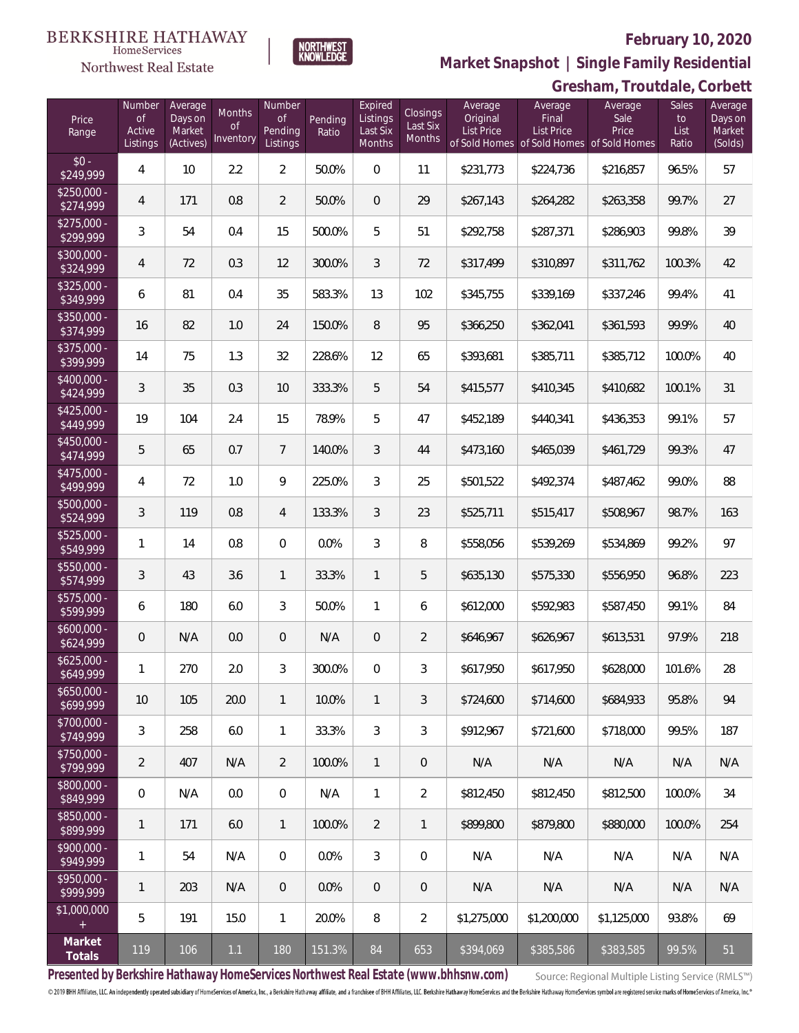BERKSHIRE HATHAWAY HomeServices Northwest Real Estate

NORTHWEST KNOWLEDGE

# February 10, 2020

## Market Snapshot | Single Family Residential

## Gresham, Troutdale, Corbett

| Price Range | Number of Active Listings | Average Days on Market (Actives) | Months of Inventory | Number of Pending Listings | Pending Ratio | Expired Listings Last Six Months | Closings Last Six Months | Average Original List Price of Sold Homes | Average Final List Price of Sold Homes | Average Sale Price of Sold Homes | Sales to List Ratio | Average Days on Market (Solds) |
|---|---|---|---|---|---|---|---|---|---|---|---|---|
| $0 - $249,999 | 4 | 10 | 2.2 | 2 | 50.0% | 0 | 11 | $231,773 | $224,736 | $216,857 | 96.5% | 57 |
| $250,000 - $274,999 | 4 | 171 | 0.8 | 2 | 50.0% | 0 | 29 | $267,143 | $264,282 | $263,358 | 99.7% | 27 |
| $275,000 - $299,999 | 3 | 54 | 0.4 | 15 | 500.0% | 5 | 51 | $292,758 | $287,371 | $286,903 | 99.8% | 39 |
| $300,000 - $324,999 | 4 | 72 | 0.3 | 12 | 300.0% | 3 | 72 | $317,499 | $310,897 | $311,762 | 100.3% | 42 |
| $325,000 - $349,999 | 6 | 81 | 0.4 | 35 | 583.3% | 13 | 102 | $345,755 | $339,169 | $337,246 | 99.4% | 41 |
| $350,000 - $374,999 | 16 | 82 | 1.0 | 24 | 150.0% | 8 | 95 | $366,250 | $362,041 | $361,593 | 99.9% | 40 |
| $375,000 - $399,999 | 14 | 75 | 1.3 | 32 | 228.6% | 12 | 65 | $393,681 | $385,711 | $385,712 | 100.0% | 40 |
| $400,000 - $424,999 | 3 | 35 | 0.3 | 10 | 333.3% | 5 | 54 | $415,577 | $410,345 | $410,682 | 100.1% | 31 |
| $425,000 - $449,999 | 19 | 104 | 2.4 | 15 | 78.9% | 5 | 47 | $452,189 | $440,341 | $436,353 | 99.1% | 57 |
| $450,000 - $474,999 | 5 | 65 | 0.7 | 7 | 140.0% | 3 | 44 | $473,160 | $465,039 | $461,729 | 99.3% | 47 |
| $475,000 - $499,999 | 4 | 72 | 1.0 | 9 | 225.0% | 3 | 25 | $501,522 | $492,374 | $487,462 | 99.0% | 88 |
| $500,000 - $524,999 | 3 | 119 | 0.8 | 4 | 133.3% | 3 | 23 | $525,711 | $515,417 | $508,967 | 98.7% | 163 |
| $525,000 - $549,999 | 1 | 14 | 0.8 | 0 | 0.0% | 3 | 8 | $558,056 | $539,269 | $534,869 | 99.2% | 97 |
| $550,000 - $574,999 | 3 | 43 | 3.6 | 1 | 33.3% | 1 | 5 | $635,130 | $575,330 | $556,950 | 96.8% | 223 |
| $575,000 - $599,999 | 6 | 180 | 6.0 | 3 | 50.0% | 1 | 6 | $612,000 | $592,983 | $587,450 | 99.1% | 84 |
| $600,000 - $624,999 | 0 | N/A | 0.0 | 0 | N/A | 0 | 2 | $646,967 | $626,967 | $613,531 | 97.9% | 218 |
| $625,000 - $649,999 | 1 | 270 | 2.0 | 3 | 300.0% | 0 | 3 | $617,950 | $617,950 | $628,000 | 101.6% | 28 |
| $650,000 - $699,999 | 10 | 105 | 20.0 | 1 | 10.0% | 1 | 3 | $724,600 | $714,600 | $684,933 | 95.8% | 94 |
| $700,000 - $749,999 | 3 | 258 | 6.0 | 1 | 33.3% | 3 | 3 | $912,967 | $721,600 | $718,000 | 99.5% | 187 |
| $750,000 - $799,999 | 2 | 407 | N/A | 2 | 100.0% | 1 | 0 | N/A | N/A | N/A | N/A | N/A |
| $800,000 - $849,999 | 0 | N/A | 0.0 | 0 | N/A | 1 | 2 | $812,450 | $812,450 | $812,500 | 100.0% | 34 |
| $850,000 - $899,999 | 1 | 171 | 6.0 | 1 | 100.0% | 2 | 1 | $899,800 | $879,800 | $880,000 | 100.0% | 254 |
| $900,000 - $949,999 | 1 | 54 | N/A | 0 | 0.0% | 3 | 0 | N/A | N/A | N/A | N/A | N/A |
| $950,000 - $999,999 | 1 | 203 | N/A | 0 | 0.0% | 0 | 0 | N/A | N/A | N/A | N/A | N/A |
| $1,000,000 + | 5 | 191 | 15.0 | 1 | 20.0% | 8 | 2 | $1,275,000 | $1,200,000 | $1,125,000 | 93.8% | 69 |
| **Market Totals** | 119 | 106 | 1.1 | 180 | 151.3% | 84 | 653 | $394,069 | $385,586 | $383,585 | 99.5% | 51 |

**Presented by Berkshire Hathaway HomeServices Northwest Real Estate (www.bhhsnw.com)** Source: Regional Multiple Listing Service (RMLS™)

© 2019 BHH Affiliates, LLC. An independently operated subsidiary of HomeServices of America, Inc., a Berkshire Hathaway affiliate, and a franchisee of BHH Affiliates, LLC. Berkshire Hathaway HomeServices and the Berkshire Hathaway HomeServices symbol are registered service marks of HomeServices of America, Inc.®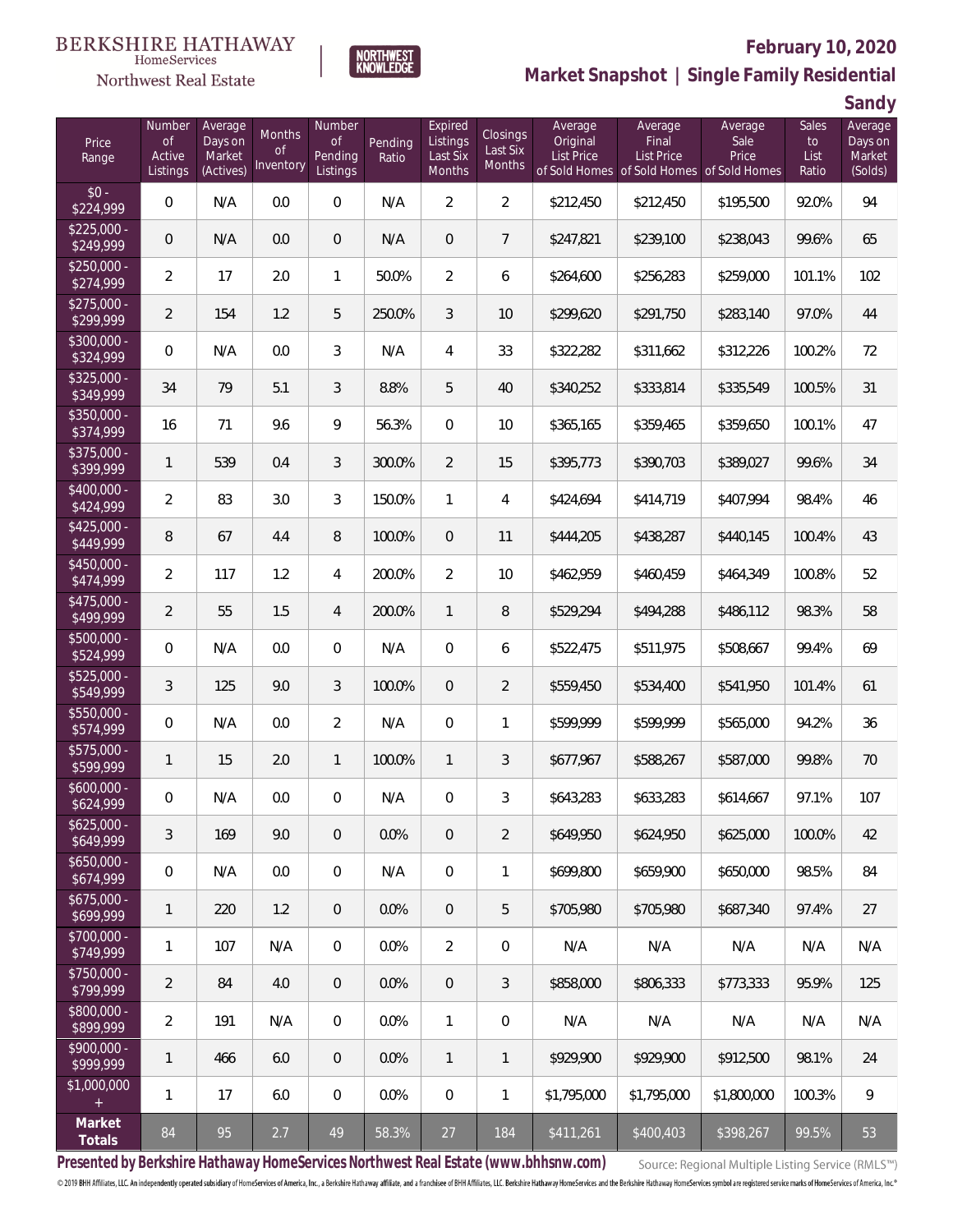BERKSHIRE HATHAWAY HomeServices Northwest Real Estate

NORTHWEST KNOWLEDGE

**February 10, 2020**

**Market Snapshot | Single Family Residential**

**Sandy**

| Price Range | Number of Active Listings | Average Days on Market (Actives) | Months of Inventory | Number of Pending Listings | Pending Ratio | Expired Listings Last Six Months | Closings Last Six Months | Average Original List Price of Sold Homes | Average Final List Price of Sold Homes | Average Sale Price of Sold Homes | Sales to List Ratio | Average Days on Market (Solds) |
|---|---|---|---|---|---|---|---|---|---|---|---|---|
| $0 - $224,999 | 0 | N/A | 0.0 | 0 | N/A | 2 | 2 | $212,450 | $212,450 | $195,500 | 92.0% | 94 |
| $225,000 - $249,999 | 0 | N/A | 0.0 | 0 | N/A | 0 | 7 | $247,821 | $239,100 | $238,043 | 99.6% | 65 |
| $250,000 - $274,999 | 2 | 17 | 2.0 | 1 | 50.0% | 2 | 6 | $264,600 | $256,283 | $259,000 | 101.1% | 102 |
| $275,000 - $299,999 | 2 | 154 | 1.2 | 5 | 250.0% | 3 | 10 | $299,620 | $291,750 | $283,140 | 97.0% | 44 |
| $300,000 - $324,999 | 0 | N/A | 0.0 | 3 | N/A | 4 | 33 | $322,282 | $311,662 | $312,226 | 100.2% | 72 |
| $325,000 - $349,999 | 34 | 79 | 5.1 | 3 | 8.8% | 5 | 40 | $340,252 | $333,814 | $335,549 | 100.5% | 31 |
| $350,000 - $374,999 | 16 | 71 | 9.6 | 9 | 56.3% | 0 | 10 | $365,165 | $359,465 | $359,650 | 100.1% | 47 |
| $375,000 - $399,999 | 1 | 539 | 0.4 | 3 | 300.0% | 2 | 15 | $395,773 | $390,703 | $389,027 | 99.6% | 34 |
| $400,000 - $424,999 | 2 | 83 | 3.0 | 3 | 150.0% | 1 | 4 | $424,694 | $414,719 | $407,994 | 98.4% | 46 |
| $425,000 - $449,999 | 8 | 67 | 4.4 | 8 | 100.0% | 0 | 11 | $444,205 | $438,287 | $440,145 | 100.4% | 43 |
| $450,000 - $474,999 | 2 | 117 | 1.2 | 4 | 200.0% | 2 | 10 | $462,959 | $460,459 | $464,349 | 100.8% | 52 |
| $475,000 - $499,999 | 2 | 55 | 1.5 | 4 | 200.0% | 1 | 8 | $529,294 | $494,288 | $486,112 | 98.3% | 58 |
| $500,000 - $524,999 | 0 | N/A | 0.0 | 0 | N/A | 0 | 6 | $522,475 | $511,975 | $508,667 | 99.4% | 69 |
| $525,000 - $549,999 | 3 | 125 | 9.0 | 3 | 100.0% | 0 | 2 | $559,450 | $534,400 | $541,950 | 101.4% | 61 |
| $550,000 - $574,999 | 0 | N/A | 0.0 | 2 | N/A | 0 | 1 | $599,999 | $599,999 | $565,000 | 94.2% | 36 |
| $575,000 - $599,999 | 1 | 15 | 2.0 | 1 | 100.0% | 1 | 3 | $677,967 | $588,267 | $587,000 | 99.8% | 70 |
| $600,000 - $624,999 | 0 | N/A | 0.0 | 0 | N/A | 0 | 3 | $643,283 | $633,283 | $614,667 | 97.1% | 107 |
| $625,000 - $649,999 | 3 | 169 | 9.0 | 0 | 0.0% | 0 | 2 | $649,950 | $624,950 | $625,000 | 100.0% | 42 |
| $650,000 - $674,999 | 0 | N/A | 0.0 | 0 | N/A | 0 | 1 | $699,800 | $659,900 | $650,000 | 98.5% | 84 |
| $675,000 - $699,999 | 1 | 220 | 1.2 | 0 | 0.0% | 0 | 5 | $705,980 | $705,980 | $687,340 | 97.4% | 27 |
| $700,000 - $749,999 | 1 | 107 | N/A | 0 | 0.0% | 2 | 0 | N/A | N/A | N/A | N/A | N/A |
| $750,000 - $799,999 | 2 | 84 | 4.0 | 0 | 0.0% | 0 | 3 | $858,000 | $806,333 | $773,333 | 95.9% | 125 |
| $800,000 - $899,999 | 2 | 191 | N/A | 0 | 0.0% | 1 | 0 | N/A | N/A | N/A | N/A | N/A |
| $900,000 - $999,999 | 1 | 466 | 6.0 | 0 | 0.0% | 1 | 1 | $929,900 | $929,900 | $912,500 | 98.1% | 24 |
| $1,000,000 + | 1 | 17 | 6.0 | 0 | 0.0% | 0 | 1 | $1,795,000 | $1,795,000 | $1,800,000 | 100.3% | 9 |
| **Market Totals** | 84 | 95 | 2.7 | 49 | 58.3% | 27 | 184 | $411,261 | $400,403 | $398,267 | 99.5% | 53 |

**Presented by Berkshire Hathaway HomeServices Northwest Real Estate (www.bhhsnw.com)**

Source: Regional Multiple Listing Service (RMLS™)

© 2019 BHH Affiliates, LLC. An independently operated subsidiary of HomeServices of America, Inc., a Berkshire Hathaway affiliate, and a franchisee of BHH Affiliates, LLC. Berkshire Hathaway HomeServices and the Berkshire Hathaway HomeServices symbol are registered service marks of HomeServices of America, Inc.®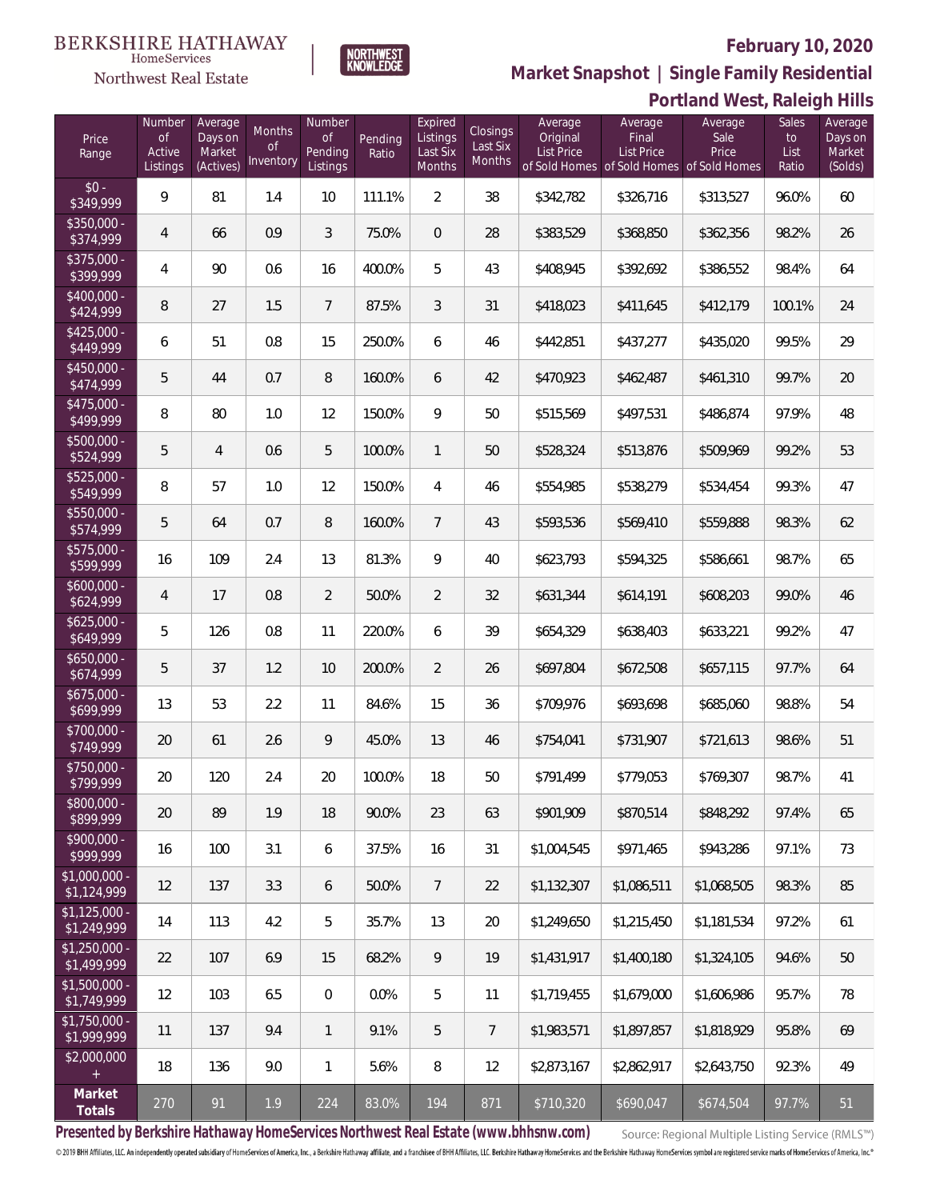BERKSHIRE HATHAWAY
HomeServices
Northwest Real Estate

NORTHWEST KNOWLEDGE

**February 10, 2020**

**Market Snapshot | Single Family Residential**

**Portland West, Raleigh Hills**

| Price Range | Number of Active Listings | Average Days on Market (Actives) | Months of Inventory | Number of Pending Listings | Pending Ratio | Expired Listings Last Six Months | Closings Last Six Months | Average Original List Price of Sold Homes | Average Final List Price of Sold Homes | Average Sale Price of Sold Homes | Sales to List Ratio | Average Days on Market (Solds) |
|---|---|---|---|---|---|---|---|---|---|---|---|---|
| $0 - $349,999 | 9 | 81 | 1.4 | 10 | 111.1% | 2 | 38 | $342,782 | $326,716 | $313,527 | 96.0% | 60 |
| $350,000 - $374,999 | 4 | 66 | 0.9 | 3 | 75.0% | 0 | 28 | $383,529 | $368,850 | $362,356 | 98.2% | 26 |
| $375,000 - $399,999 | 4 | 90 | 0.6 | 16 | 400.0% | 5 | 43 | $408,945 | $392,692 | $386,552 | 98.4% | 64 |
| $400,000 - $424,999 | 8 | 27 | 1.5 | 7 | 87.5% | 3 | 31 | $418,023 | $411,645 | $412,179 | 100.1% | 24 |
| $425,000 - $449,999 | 6 | 51 | 0.8 | 15 | 250.0% | 6 | 46 | $442,851 | $437,277 | $435,020 | 99.5% | 29 |
| $450,000 - $474,999 | 5 | 44 | 0.7 | 8 | 160.0% | 6 | 42 | $470,923 | $462,487 | $461,310 | 99.7% | 20 |
| $475,000 - $499,999 | 8 | 80 | 1.0 | 12 | 150.0% | 9 | 50 | $515,569 | $497,531 | $486,874 | 97.9% | 48 |
| $500,000 - $524,999 | 5 | 4 | 0.6 | 5 | 100.0% | 1 | 50 | $528,324 | $513,876 | $509,969 | 99.2% | 53 |
| $525,000 - $549,999 | 8 | 57 | 1.0 | 12 | 150.0% | 4 | 46 | $554,985 | $538,279 | $534,454 | 99.3% | 47 |
| $550,000 - $574,999 | 5 | 64 | 0.7 | 8 | 160.0% | 7 | 43 | $593,536 | $569,410 | $559,888 | 98.3% | 62 |
| $575,000 - $599,999 | 16 | 109 | 2.4 | 13 | 81.3% | 9 | 40 | $623,793 | $594,325 | $586,661 | 98.7% | 65 |
| $600,000 - $624,999 | 4 | 17 | 0.8 | 2 | 50.0% | 2 | 32 | $631,344 | $614,191 | $608,203 | 99.0% | 46 |
| $625,000 - $649,999 | 5 | 126 | 0.8 | 11 | 220.0% | 6 | 39 | $654,329 | $638,403 | $633,221 | 99.2% | 47 |
| $650,000 - $674,999 | 5 | 37 | 1.2 | 10 | 200.0% | 2 | 26 | $697,804 | $672,508 | $657,115 | 97.7% | 64 |
| $675,000 - $699,999 | 13 | 53 | 2.2 | 11 | 84.6% | 15 | 36 | $709,976 | $693,698 | $685,060 | 98.8% | 54 |
| $700,000 - $749,999 | 20 | 61 | 2.6 | 9 | 45.0% | 13 | 46 | $754,041 | $731,907 | $721,613 | 98.6% | 51 |
| $750,000 - $799,999 | 20 | 120 | 2.4 | 20 | 100.0% | 18 | 50 | $791,499 | $779,053 | $769,307 | 98.7% | 41 |
| $800,000 - $899,999 | 20 | 89 | 1.9 | 18 | 90.0% | 23 | 63 | $901,909 | $870,514 | $848,292 | 97.4% | 65 |
| $900,000 - $999,999 | 16 | 100 | 3.1 | 6 | 37.5% | 16 | 31 | $1,004,545 | $971,465 | $943,286 | 97.1% | 73 |
| $1,000,000 - $1,124,999 | 12 | 137 | 3.3 | 6 | 50.0% | 7 | 22 | $1,132,307 | $1,086,511 | $1,068,505 | 98.3% | 85 |
| $1,125,000 - $1,249,999 | 14 | 113 | 4.2 | 5 | 35.7% | 13 | 20 | $1,249,650 | $1,215,450 | $1,181,534 | 97.2% | 61 |
| $1,250,000 - $1,499,999 | 22 | 107 | 6.9 | 15 | 68.2% | 9 | 19 | $1,431,917 | $1,400,180 | $1,324,105 | 94.6% | 50 |
| $1,500,000 - $1,749,999 | 12 | 103 | 6.5 | 0 | 0.0% | 5 | 11 | $1,719,455 | $1,679,000 | $1,606,986 | 95.7% | 78 |
| $1,750,000 - $1,999,999 | 11 | 137 | 9.4 | 1 | 9.1% | 5 | 7 | $1,983,571 | $1,897,857 | $1,818,929 | 95.8% | 69 |
| $2,000,000 + | 18 | 136 | 9.0 | 1 | 5.6% | 8 | 12 | $2,873,167 | $2,862,917 | $2,643,750 | 92.3% | 49 |
| **Market Totals** | 270 | 91 | 1.9 | 224 | 83.0% | 194 | 871 | $710,320 | $690,047 | $674,504 | 97.7% | 51 |

**Presented by Berkshire Hathaway HomeServices Northwest Real Estate (www.bhhsnw.com)** Source: Regional Multiple Listing Service (RMLS™)

© 2019 BHH Affiliates, LLC. An independently operated subsidiary of HomeServices of America, Inc., a Berkshire Hathaway affiliate, and a franchisee of BHH Affiliates, LLC. Berkshire Hathaway HomeServices and the Berkshire Hathaway HomeServices symbol are registered service marks of HomeServices of America, Inc.®